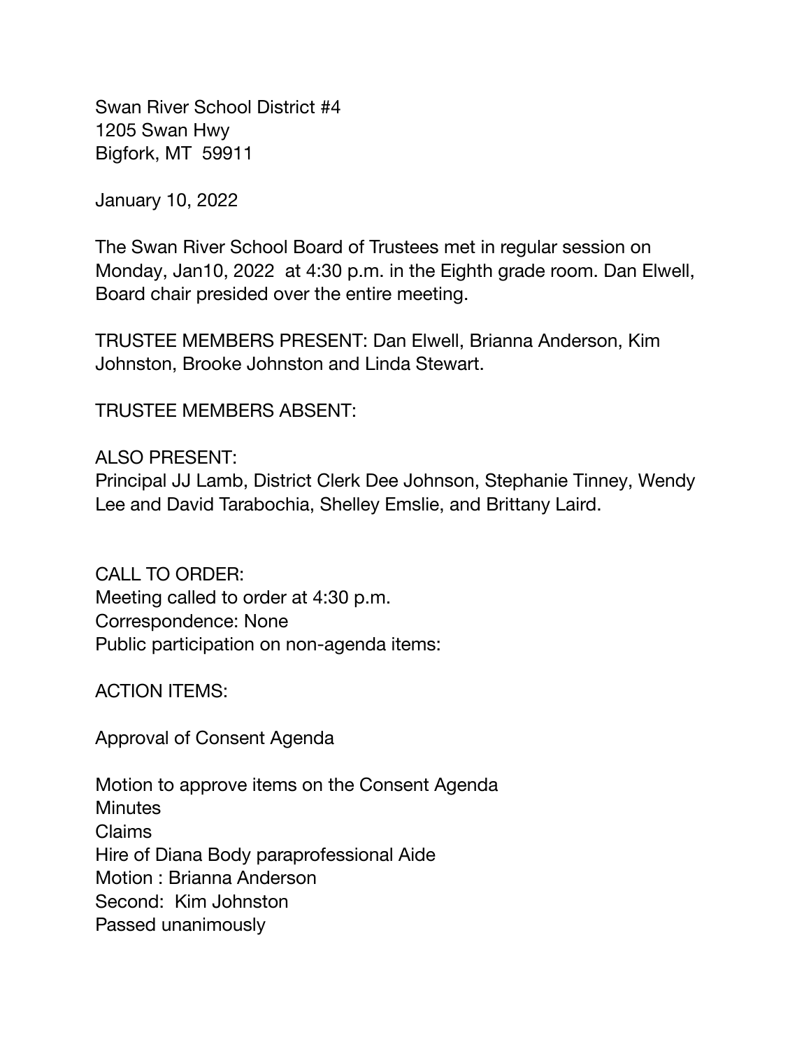Swan River School District #4
1205 Swan Hwy
Bigfork, MT 59911

January 10, 2022

The Swan River School Board of Trustees met in regular session on Monday, Jan10, 2022 at 4:30 p.m. in the Eighth grade room. Dan Elwell, Board chair presided over the entire meeting.

TRUSTEE MEMBERS PRESENT: Dan Elwell, Brianna Anderson, Kim Johnston, Brooke Johnston and Linda Stewart.

TRUSTEE MEMBERS ABSENT:

ALSO PRESENT:
Principal JJ Lamb, District Clerk Dee Johnson, Stephanie Tinney, Wendy Lee and David Tarabochia, Shelley Emslie, and Brittany Laird.

CALL TO ORDER:
Meeting called to order at 4:30 p.m.
Correspondence: None
Public participation on non-agenda items:

ACTION ITEMS:

Approval of Consent Agenda

Motion to approve items on the Consent Agenda
Minutes
Claims
Hire of Diana Body paraprofessional Aide
Motion : Brianna Anderson
Second: Kim Johnston
Passed unanimously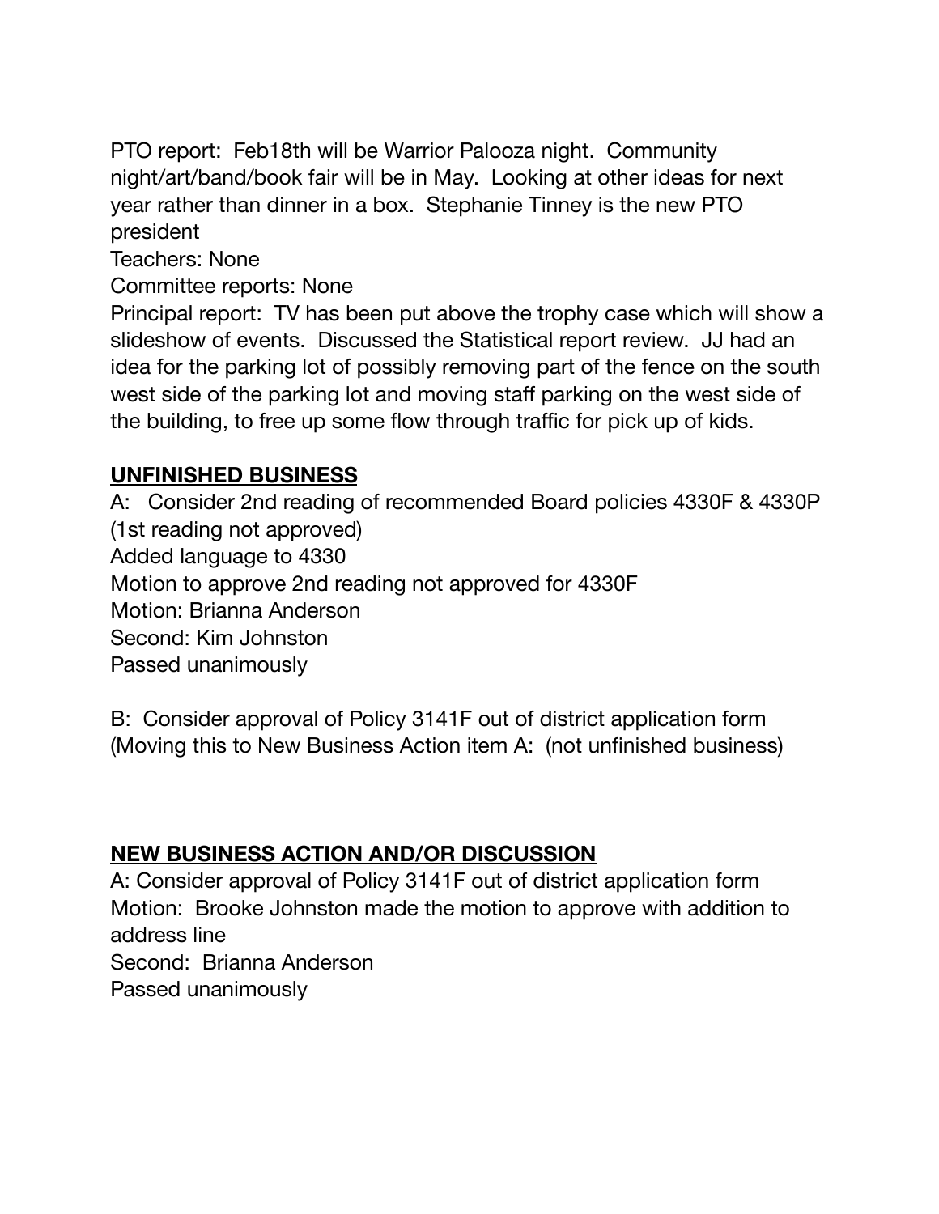PTO report: Feb18th will be Warrior Palooza night. Community night/art/band/book fair will be in May. Looking at other ideas for next year rather than dinner in a box. Stephanie Tinney is the new PTO president

Teachers: None

Committee reports: None

Principal report: TV has been put above the trophy case which will show a slideshow of events. Discussed the Statistical report review. JJ had an idea for the parking lot of possibly removing part of the fence on the south west side of the parking lot and moving staff parking on the west side of the building, to free up some flow through traffic for pick up of kids.

## UNFINISHED BUSINESS

A: Consider 2nd reading of recommended Board policies 4330F & 4330P (1st reading not approved)
Added language to 4330
Motion to approve 2nd reading not approved for 4330F
Motion: Brianna Anderson
Second: Kim Johnston
Passed unanimously

B: Consider approval of Policy 3141F out of district application form (Moving this to New Business Action item A: (not unfinished business)

## NEW BUSINESS ACTION AND/OR DISCUSSION

A: Consider approval of Policy 3141F out of district application form
Motion: Brooke Johnston made the motion to approve with addition to address line
Second: Brianna Anderson
Passed unanimously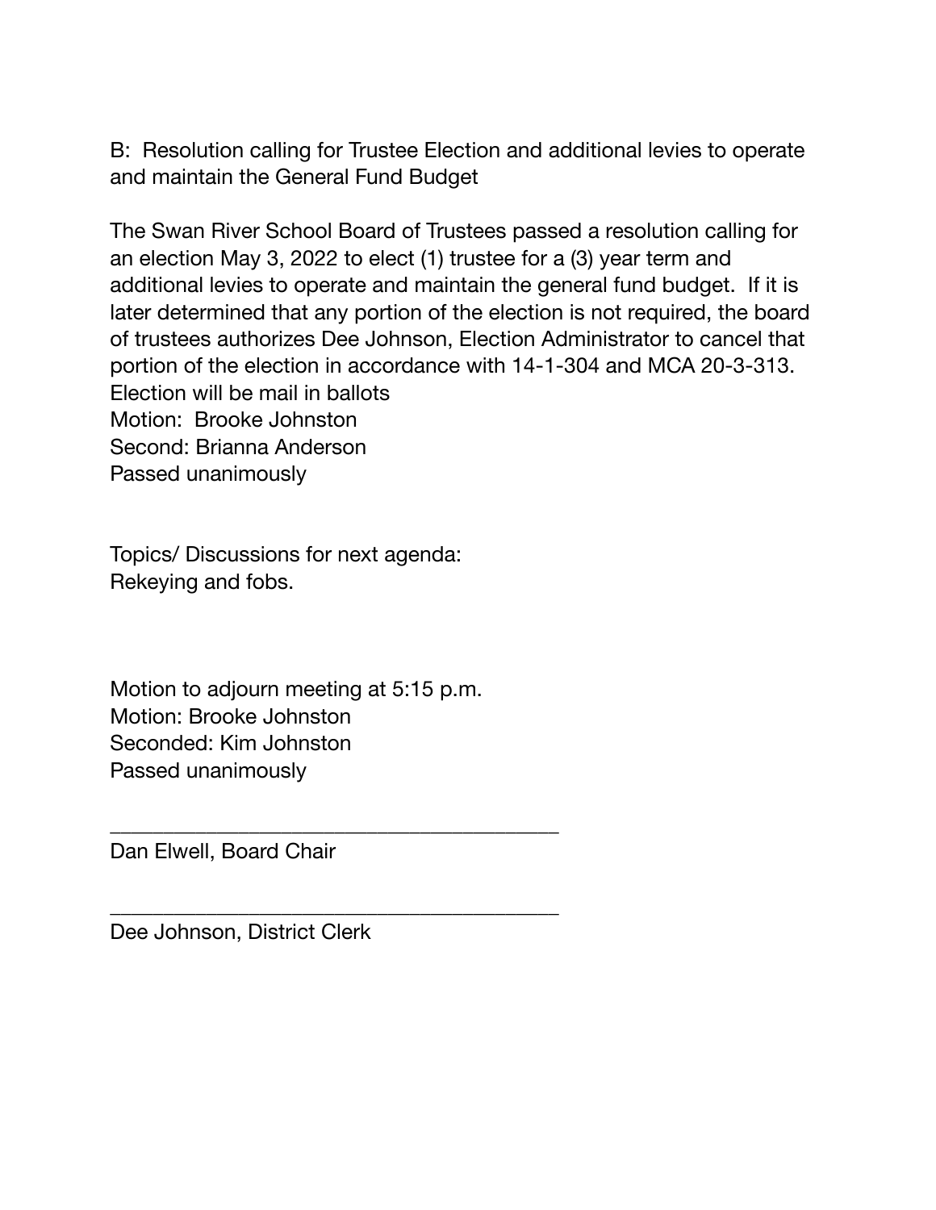B: Resolution calling for Trustee Election and additional levies to operate and maintain the General Fund Budget

The Swan River School Board of Trustees passed a resolution calling for an election May 3, 2022 to elect (1) trustee for a (3) year term and additional levies to operate and maintain the general fund budget. If it is later determined that any portion of the election is not required, the board of trustees authorizes Dee Johnson, Election Administrator to cancel that portion of the election in accordance with 14-1-304 and MCA 20-3-313.
Election will be mail in ballots
Motion: Brooke Johnston
Second: Brianna Anderson
Passed unanimously

Topics/ Discussions for next agenda:
Rekeying and fobs.

Motion to adjourn meeting at 5:15 p.m.
Motion: Brooke Johnston
Seconded: Kim Johnston
Passed unanimously

\_\_\_\_\_\_\_\_\_\_\_\_\_\_\_\_\_\_\_\_\_\_\_\_\_\_\_\_\_\_\_\_\_\_\_\_\_\_\_\_

Dan Elwell, Board Chair

\_\_\_\_\_\_\_\_\_\_\_\_\_\_\_\_\_\_\_\_\_\_\_\_\_\_\_\_\_\_\_\_\_\_\_\_\_\_\_\_

Dee Johnson, District Clerk